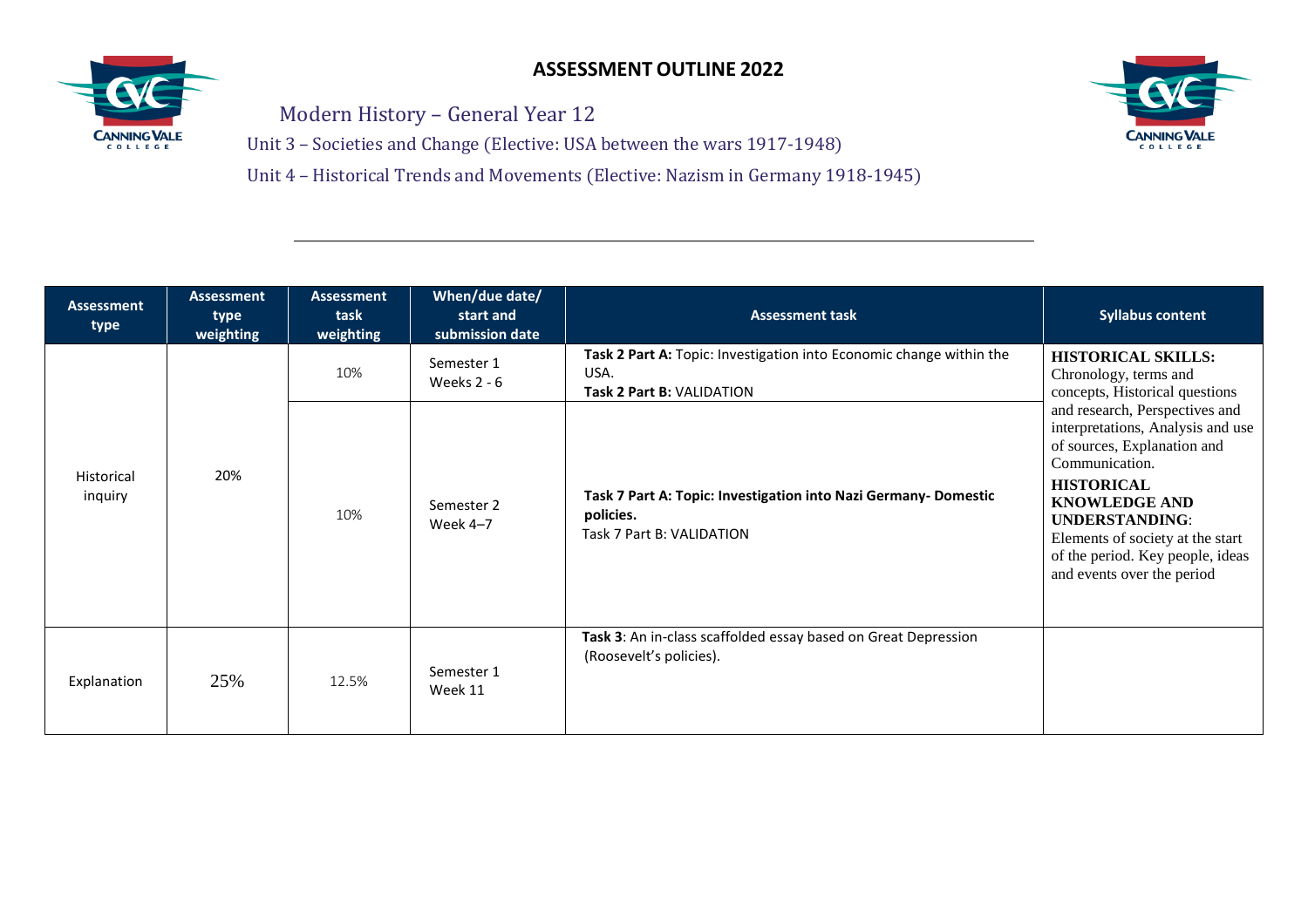# ASSESSMENT OUTLINE 2022

## Modern History – General Year 12

Unit 3 – Societies and Change (Elective: USA between the wars 1917-1948)

Unit 4 – Historical Trends and Movements (Elective: Nazism in Germany 1918-1945)

| Assessment type | Assessment type weighting | Assessment task weighting | When/due date/ start and submission date | Assessment task | Syllabus content |
|---|---|---|---|---|---|
| Historical inquiry | 20% | 10% | Semester 1 Weeks 2 - 6 | **Task 2 Part A:** Topic: Investigation into Economic change within the USA. **Task 2 Part B:** VALIDATION | **HISTORICAL SKILLS:** Chronology, terms and concepts, Historical questions and research, Perspectives and interpretations, Analysis and use of sources, Explanation and Communication. **HISTORICAL KNOWLEDGE AND UNDERSTANDING**: Elements of society at the start of the period. Key people, ideas and events over the period |
| | | 10% | Semester 2 Week 4–7 | **Task 7 Part A: Topic: Investigation into Nazi Germany- Domestic policies.** Task 7 Part B: VALIDATION | |
| Explanation | 25% | 12.5% | Semester 1 Week 11 | **Task 3**: An in-class scaffolded essay based on Great Depression (Roosevelt's policies). | |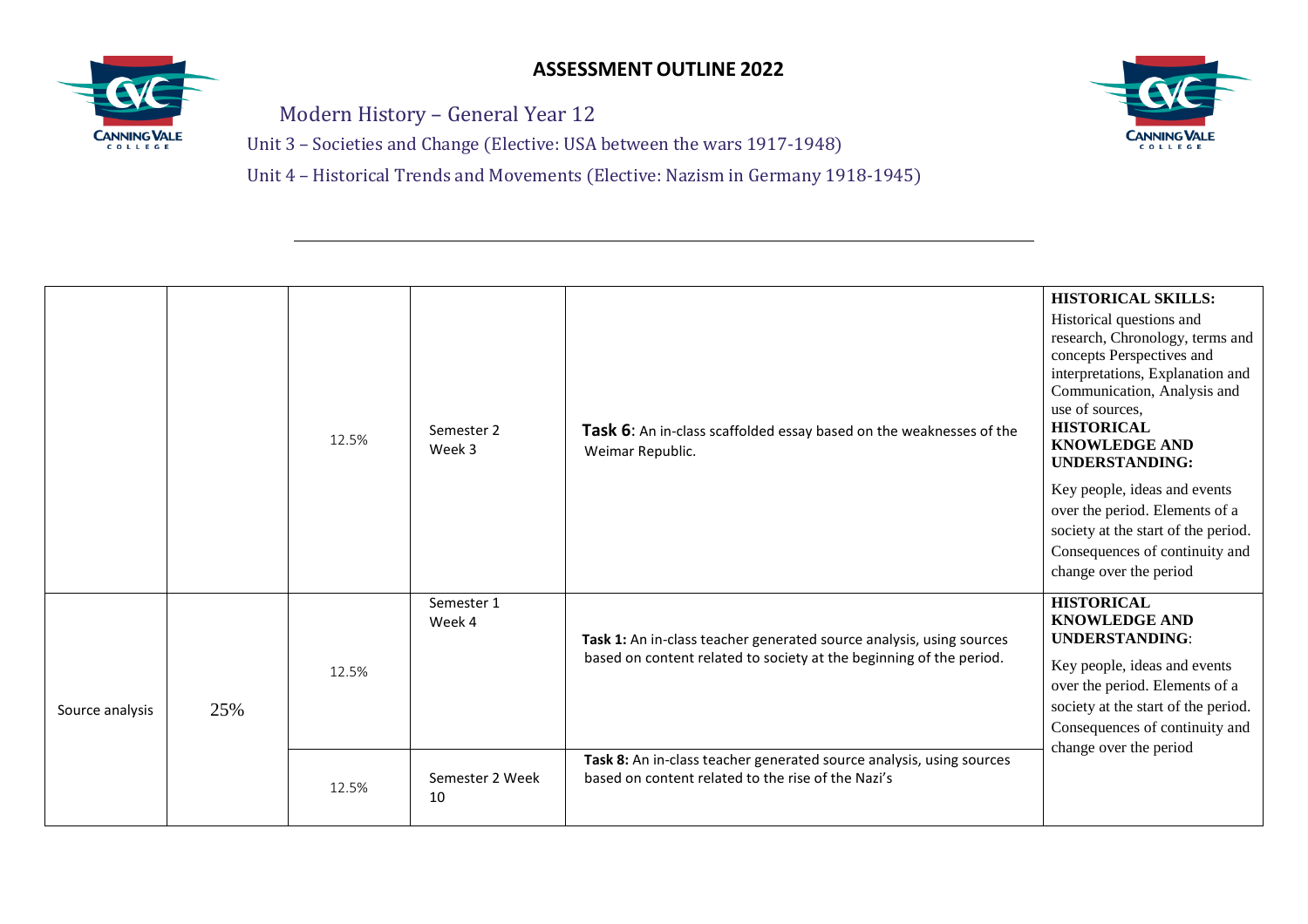## ASSESSMENT OUTLINE 2022

Modern History – General Year 12

Unit 3 – Societies and Change (Elective: USA between the wars 1917-1948)

Unit 4 – Historical Trends and Movements (Elective: Nazism in Germany 1918-1945)

| | | | | | |
|---|---|---|---|---|---|
| | | 12.5% | Semester 2 Week 3 | **Task 6**: An in-class scaffolded essay based on the weaknesses of the Weimar Republic. | **HISTORICAL SKILLS:** Historical questions and research, Chronology, terms and concepts Perspectives and interpretations, Explanation and Communication, Analysis and use of sources, **HISTORICAL KNOWLEDGE AND UNDERSTANDING:** Key people, ideas and events over the period. Elements of a society at the start of the period. Consequences of continuity and change over the period |
| Source analysis | 25% | 12.5% | Semester 1 Week 4 | **Task 1:** An in-class teacher generated source analysis, using sources based on content related to society at the beginning of the period. | **HISTORICAL KNOWLEDGE AND UNDERSTANDING**: Key people, ideas and events over the period. Elements of a society at the start of the period. Consequences of continuity and change over the period |
| | | 12.5% | Semester 2 Week 10 | **Task 8:** An in-class teacher generated source analysis, using sources based on content related to the rise of the Nazi's | |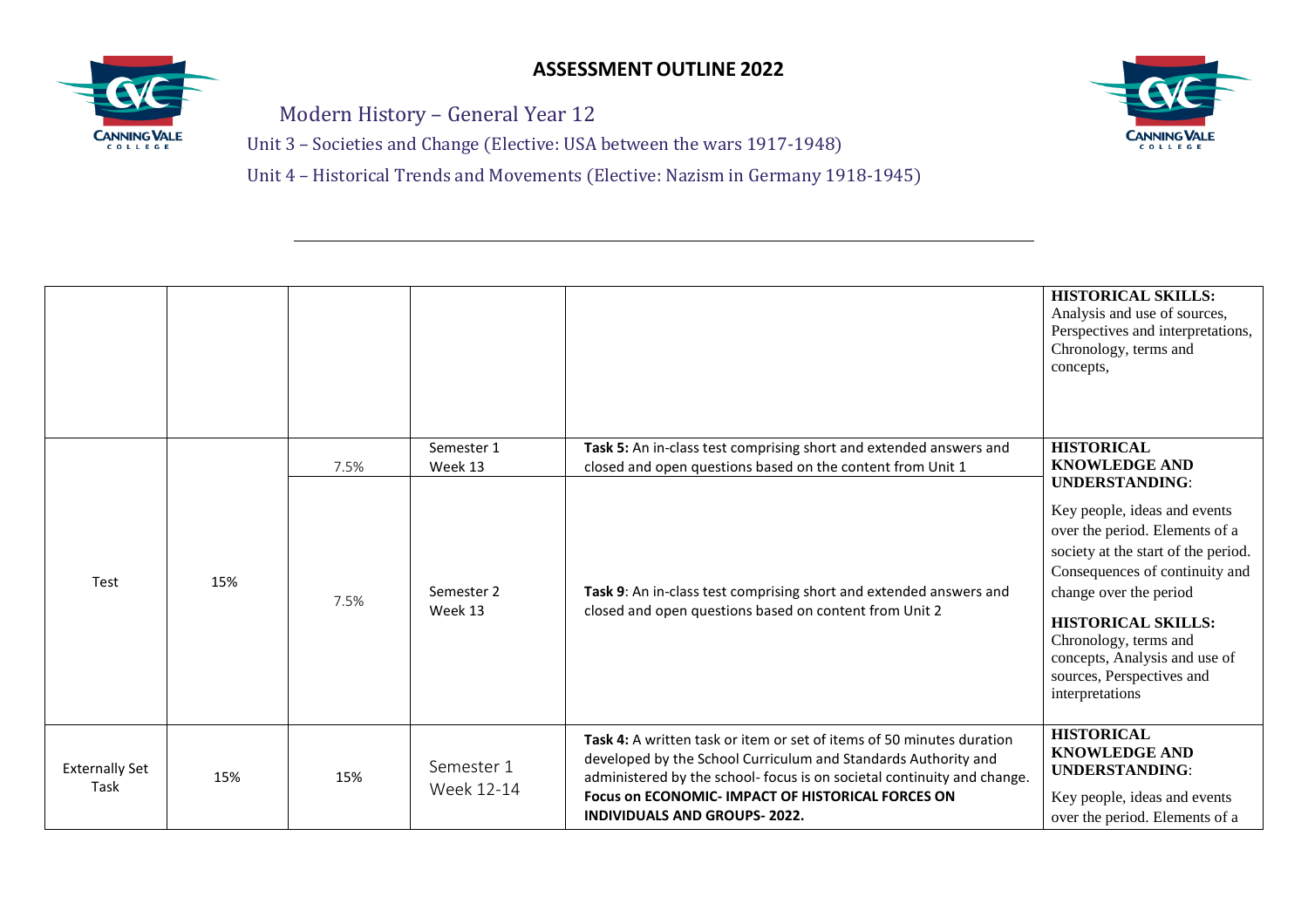## ASSESSMENT OUTLINE 2022

### Modern History – General Year 12

Unit 3 – Societies and Change (Elective: USA between the wars 1917-1948)

Unit 4 – Historical Trends and Movements (Elective: Nazism in Germany 1918-1945)

| | | | | | |
|---|---|---|---|---|---|
| | | | | | **HISTORICAL SKILLS:** Analysis and use of sources, Perspectives and interpretations, Chronology, terms and concepts, |
| Test | 15% | 7.5% | Semester 1 Week 13 | **Task 5:** An in-class test comprising short and extended answers and closed and open questions based on the content from Unit 1 | **HISTORICAL KNOWLEDGE AND UNDERSTANDING**: Key people, ideas and events over the period. Elements of a society at the start of the period. Consequences of continuity and change over the period **HISTORICAL SKILLS:** Chronology, terms and concepts, Analysis and use of sources, Perspectives and interpretations |
| | | 7.5% | Semester 2 Week 13 | **Task 9**: An in-class test comprising short and extended answers and closed and open questions based on content from Unit 2 | |
| Externally Set Task | 15% | 15% | Semester 1 Week 12-14 | **Task 4:** A written task or item or set of items of 50 minutes duration developed by the School Curriculum and Standards Authority and administered by the school- focus is on societal continuity and change. **Focus on ECONOMIC- IMPACT OF HISTORICAL FORCES ON INDIVIDUALS AND GROUPS- 2022.** | **HISTORICAL KNOWLEDGE AND UNDERSTANDING**: Key people, ideas and events over the period. Elements of a |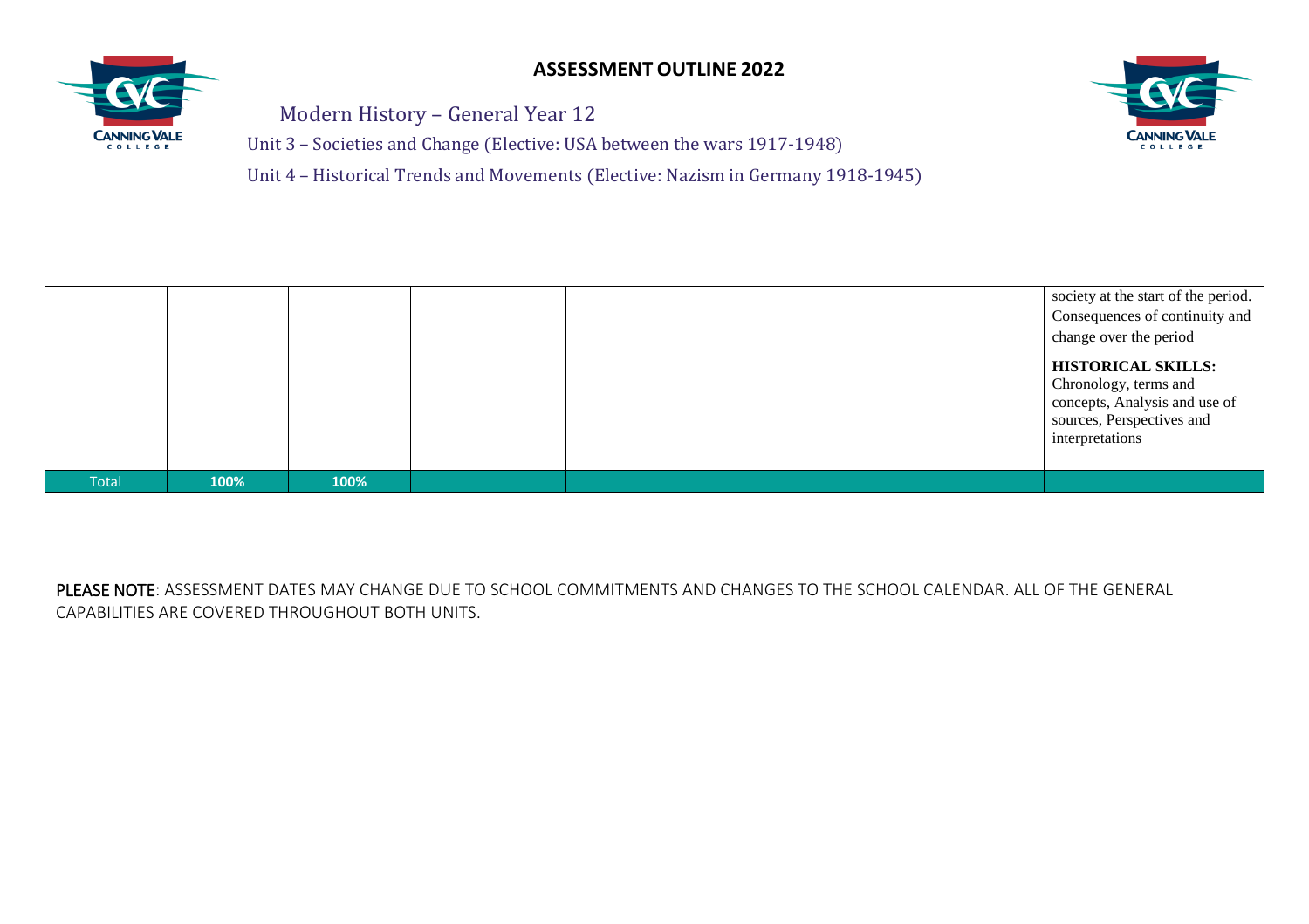## ASSESSMENT OUTLINE 2022

Modern History – General Year 12

Unit 3 – Societies and Change (Elective: USA between the wars 1917-1948)

Unit 4 – Historical Trends and Movements (Elective: Nazism in Germany 1918-1945)

| | | | | | |
|---|---|---|---|---|---|
| | | | | | society at the start of the period. Consequences of continuity and change over the period<br><br>**HISTORICAL SKILLS:**<br>Chronology, terms and concepts, Analysis and use of sources, Perspectives and interpretations |
| Total | **100%** | **100%** | | | |

**PLEASE NOTE**: ASSESSMENT DATES MAY CHANGE DUE TO SCHOOL COMMITMENTS AND CHANGES TO THE SCHOOL CALENDAR. ALL OF THE GENERAL CAPABILITIES ARE COVERED THROUGHOUT BOTH UNITS.